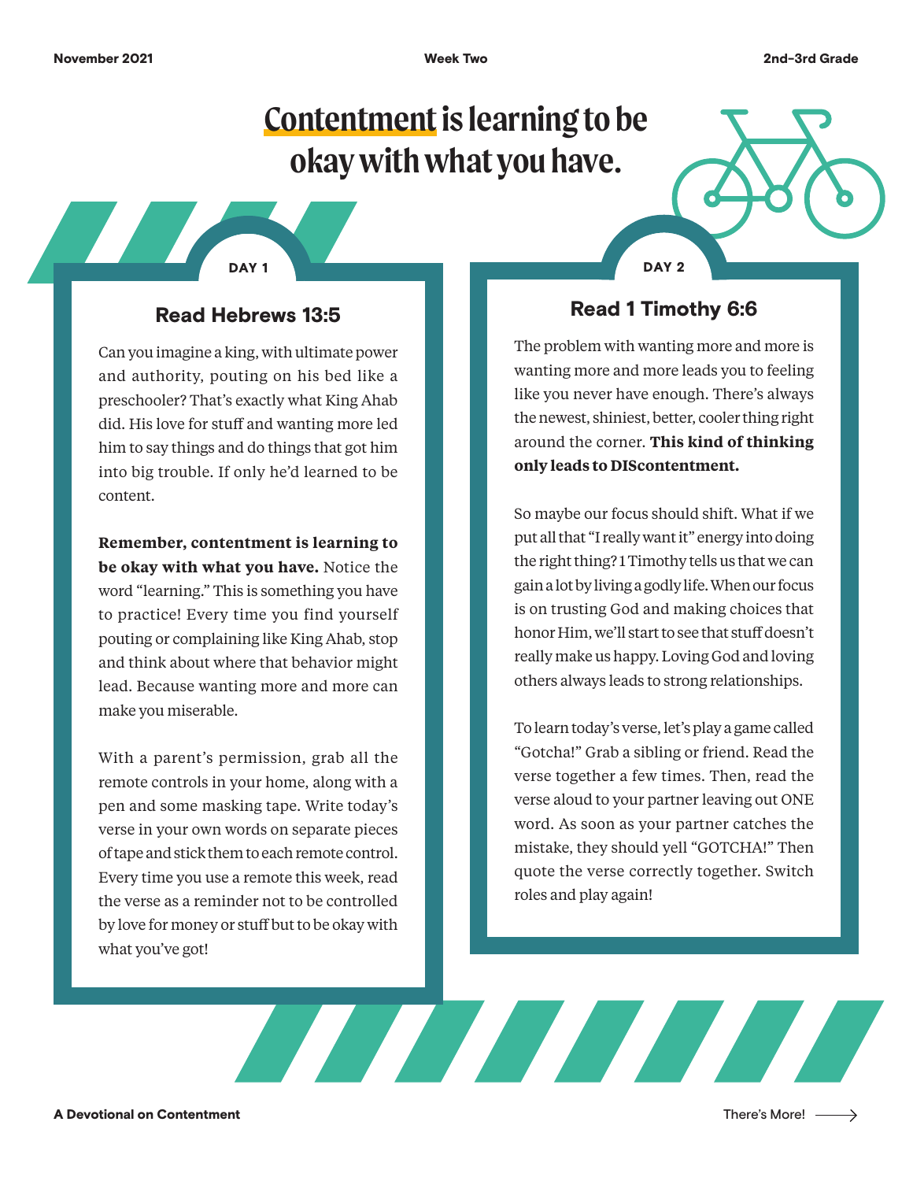# Contentment is learning to be okay with what you have.

## DAY 1

### Read Hebrews 13:5

Can you imagine a king, with ultimate power and authority, pouting on his bed like a preschooler? That's exactly what King Ahab did. His love for stuff and wanting more led him to say things and do things that got him into big trouble. If only he'd learned to be content.

**Remember, contentment is learning to be okay with what you have.** Notice the word "learning." This is something you have to practice! Every time you find yourself pouting or complaining like King Ahab, stop and think about where that behavior might lead. Because wanting more and more can make you miserable.

With a parent's permission, grab all the remote controls in your home, along with a pen and some masking tape. Write today's verse in your own words on separate pieces of tape and stick them to each remote control. Every time you use a remote this week, read the verse as a reminder not to be controlled by love for money or stuff but to be okay with what you've got!

## DAY 2

### Read 1 Timothy 6:6

The problem with wanting more and more is wanting more and more leads you to feeling like you never have enough. There's always the newest, shiniest, better, cooler thing right around the corner. **This kind of thinking only leads to DIScontentment.**

So maybe our focus should shift. What if we put all that "I really want it" energy into doing the right thing? 1 Timothy tells us that we can gain a lot by living a godly life. When our focus is on trusting God and making choices that honor Him, we'll start to see that stuff doesn't really make us happy. Loving God and loving others always leads to strong relationships.

To learn today's verse, let's play a game called "Gotcha!" Grab a sibling or friend. Read the verse together a few times. Then, read the verse aloud to your partner leaving out ONE word. As soon as your partner catches the mistake, they should yell "GOTCHA!" Then quote the verse correctly together. Switch roles and play again!

There's More!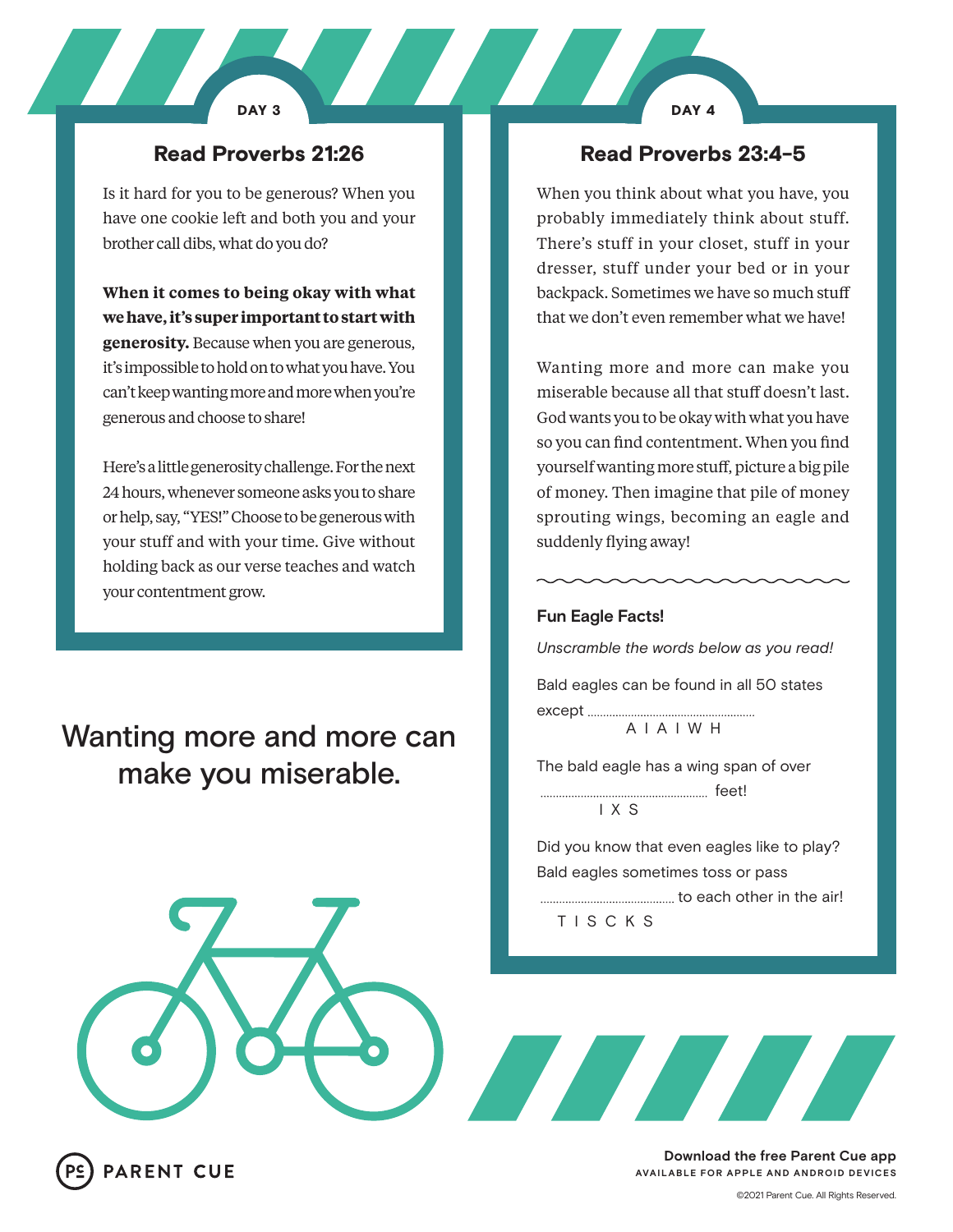DAY 3

## Read Proverbs 21:26

Is it hard for you to be generous? When you have one cookie left and both you and your brother call dibs, what do you do?

**When it comes to being okay with what we have, it's super important to start with generosity.** Because when you are generous, it's impossible to hold on to what you have. You can't keep wanting more and more when you're generous and choose to share!

Here's a little generosity challenge. For the next 24 hours, whenever someone asks you to share or help, say, "YES!" Choose to be generous with your stuff and with your time. Give without holding back as our verse teaches and watch your contentment grow.

Wanting more and more can make you miserable.

DAY 4

## Read Proverbs 23:4-5

When you think about what you have, you probably immediately think about stuff. There's stuff in your closet, stuff in your dresser, stuff under your bed or in your backpack. Sometimes we have so much stuff that we don't even remember what we have!

Wanting more and more can make you miserable because all that stuff doesn't last. God wants you to be okay with what you have so you can find contentment. When you find yourself wanting more stuff, picture a big pile of money. Then imagine that pile of money sprouting wings, becoming an eagle and suddenly flying away!

### Fun Eagle Facts!

*Unscramble the words below as you read!*

Bald eagles can be found in all 50 states except ........................
A I A I W H

The bald eagle has a wing span of over ........................ feet!
I X S

Did you know that even eagles like to play? Bald eagles sometimes toss or pass ........................ to each other in the air!
T I S C K S

PARENT CUE

**Download the free Parent Cue app**
AVAILABLE FOR APPLE AND ANDROID DEVICES

©2021 Parent Cue. All Rights Reserved.